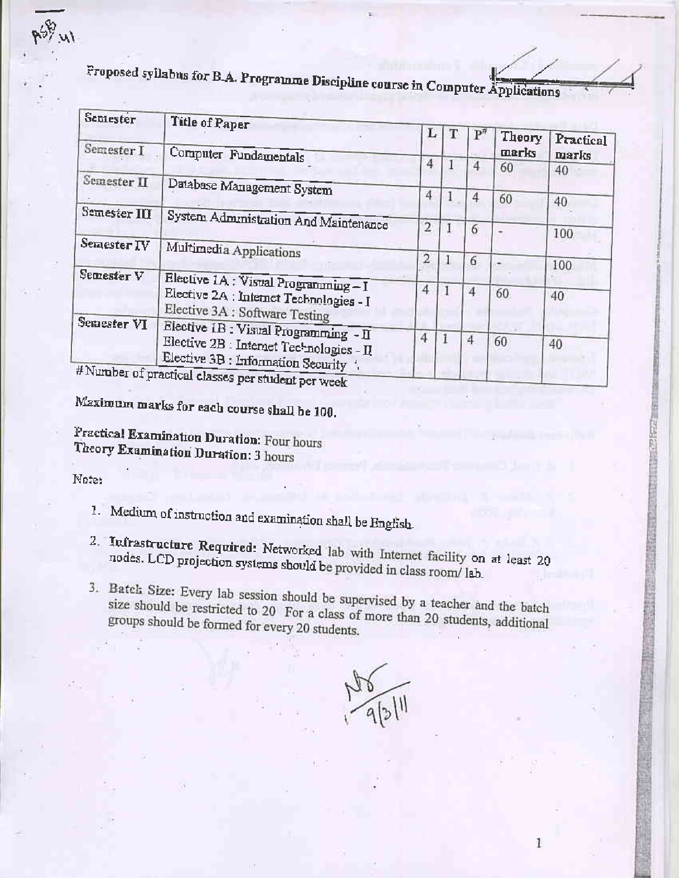# Proposed syllabus for B.A. Programme Discipline course in Computer Applications

| Semester | Title of Paper | L | T | P# | Theory marks | Practical marks |
|---|---|---|---|---|---|---|
| Semester I | Computer Fundamentals | 4 | 1 | 4 | 60 | 40 |
| Semester II | Database Management System | 4 | 1 | 4 | 60 | 40 |
| Semester III | System Administration And Maintenance | 2 | 1 | 6 | - | 100 |
| Semester IV | Multimedia Applications | 2 | 1 | 6 | - | 100 |
| Semester V | Elective 1A : Visual Programming – I<br>Elective 2A : Internet Technologies - I<br>Elective 3A : Software Testing | 4 | 1 | 4 | 60 | 40 |
| Semester VI | Elective 1B : Visual Programming - II<br>Elective 2B : Internet Technologies - II<br>Elective 3B : Information Security | 4 | 1 | 4 | 60 | 40 |

# Number of practical classes per student per week

**Maximum marks for each course shall be 100.**

**Practical Examination Duration:** Four hours
**Theory Examination Duration:** 3 hours

Note:

1. Medium of instruction and examination shall be English.
2. **Infrastructure Required:** Networked lab with Internet facility on at least 20 nodes. LCD projection systems should be provided in class room/ lab.
3. **Batch Size:** Every lab session should be supervised by a teacher and the batch size should be restricted to 20 For a class of more than 20 students, additional groups should be formed for every 20 students.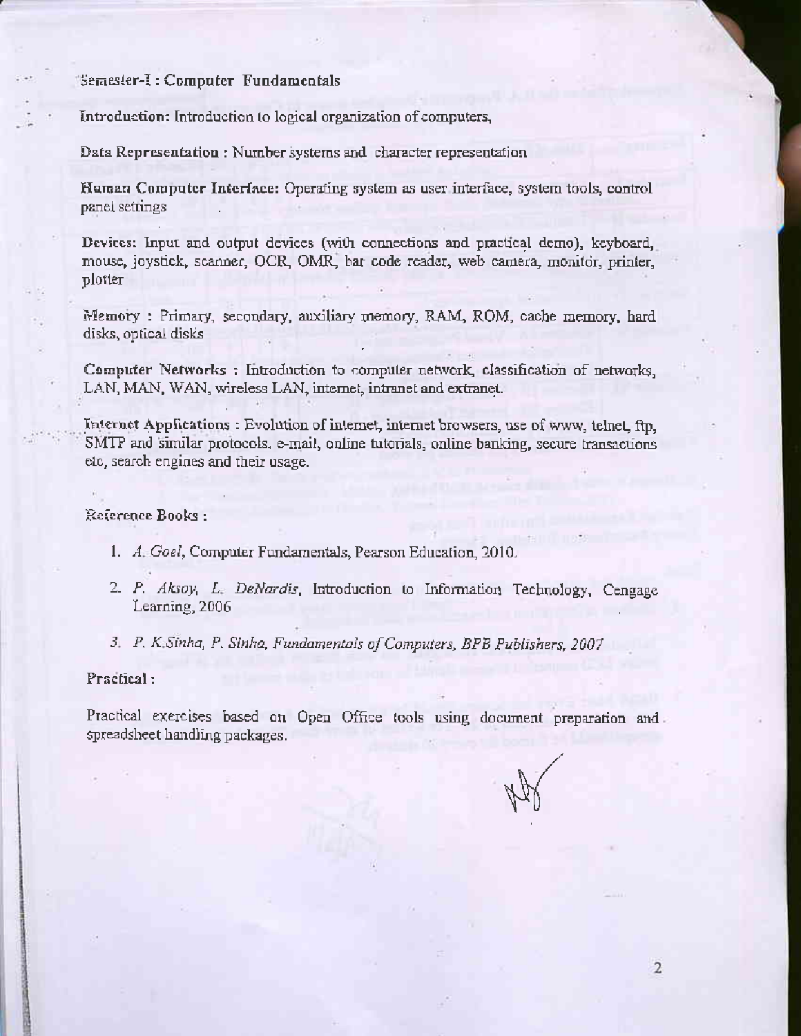## Semester-I : Computer Fundamentals

**Introduction:** Introduction to logical organization of computers,

**Data Representation :** Number systems and character representation

**Human Computer Interface:** Operating system as user interface, system tools, control panel settings

**Devices:** Input and output devices (with connections and practical demo), keyboard, mouse, joystick, scanner, OCR, OMR, bar code reader, web camera, monitor, printer, plotter

**Memory :** Primary, secondary, auxiliary memory, RAM, ROM, cache memory, hard disks, optical disks

**Computer Networks :** Introduction to computer network, classification of networks, LAN, MAN, WAN, wireless LAN, internet, intranet and extranet.

**Internet Applications :** Evolution of internet, internet browsers, use of www, telnet, ftp, SMTP and similar protocols. e-mail, online tutorials, online banking, secure transactions etc, search engines and their usage.

**Reference Books :**

1. *A. Goel*, Computer Fundamentals, Pearson Education, 2010.
2. *P. Aksoy, L. DeNardis*, Introduction to Information Technology, Cengage Learning, 2006
3. *P. K.Sinha, P. Sinha, Fundamentals of Computers, BPB Publishers, 2007*

**Practical :**

Practical exercises based on Open Office tools using document preparation and spreadsheet handling packages.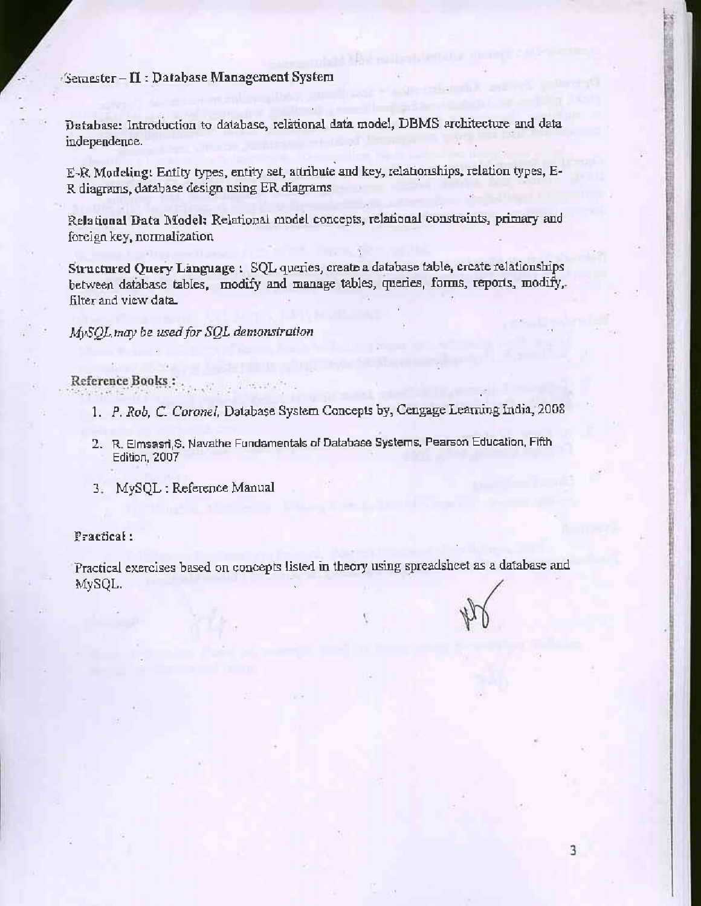## Semester – II : Database Management System

**Database:** Introduction to database, relational data model, DBMS architecture and data independence.

**E-R Modeling:** Entity types, entity set, attribute and key, relationships, relation types, E-R diagrams, database design using ER diagrams

**Relational Data Model:** Relational model concepts, relational constraints, primary and foreign key, normalization

**Structured Query Language :** SQL queries, create a database table, create relationships between database tables, modify and manage tables, queries, forms, reports, modify, filter and view data.

*MySQL may be used for SQL demonstration*

**Reference Books :**

1. *P. Rob, C. Coronel*, Database System Concepts by, Cengage Learning India, 2008
2. R. Elmsasri,S. Navathe Fundamentals of Database Systems, Pearson Education, Fifth Edition, 2007
3. MySQL : Reference Manual

**Practical :**

Practical exercises based on concepts listed in theory using spreadsheet as a database and MySQL.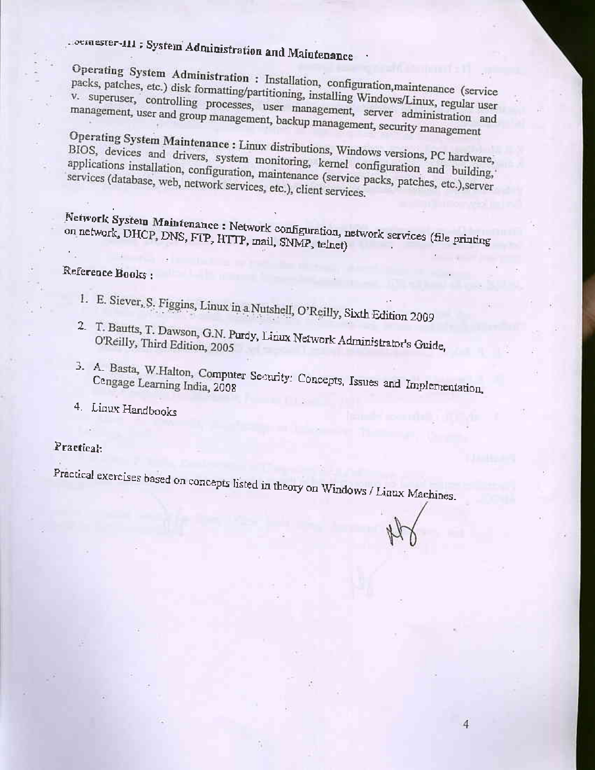## Semester-III : System Administration and Maintenance

**Operating System Administration :** Installation, configuration,maintenance (service packs, patches, etc.) disk formatting/partitioning, installing Windows/Linux, regular user v. superuser, controlling processes, user management, server administration and management, user and group management, backup management, security management

**Operating System Maintenance :** Linux distributions, Windows versions, PC hardware, BIOS, devices and drivers, system monitoring, kernel configuration and building, applications installation, configuration, maintenance (service packs, patches, etc.),server services (database, web, network services, etc.), client services.

**Network System Maintenance :** Network configuration, network services (file printing on network, DHCP, DNS, FTP, HTTP, mail, SNMP, telnet)

**Reference Books :**

1. E. Siever, S. Figgins, Linux in a Nutshell, O'Reilly, Sixth Edition 2009
2. T. Bautts, T. Dawson, G.N. Purdy, Linux Network Administrator's Guide, O'Reilly, Third Edition, 2005
3. A. Basta, W.Halton, Computer Security: Concepts, Issues and Implementation, Cengage Learning India, 2008
4. Linux Handbooks

**Practical:**

Practical exercises based on concepts listed in theory on Windows / Linux Machines.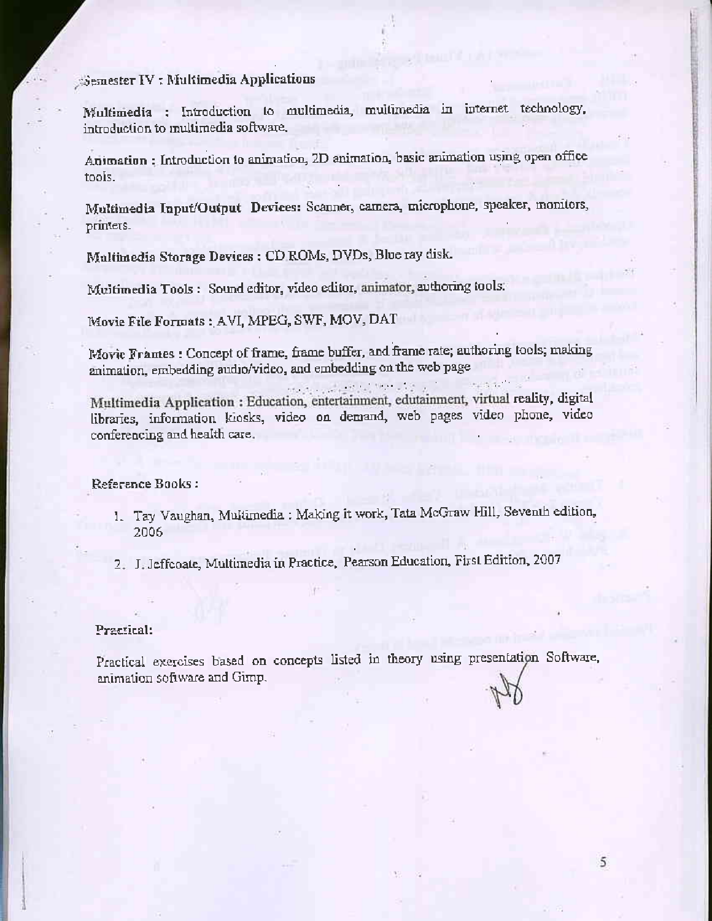## Semester IV : Multimedia Applications

**Multimedia** : Introduction to multimedia, multimedia in internet technology, introduction to multimedia software.

**Animation** : Introduction to animation, 2D animation, basic animation using open office tools.

**Multimedia Input/Output Devices:** Scanner, camera, microphone, speaker, monitors, printers.

**Multimedia Storage Devices** : CD ROMs, DVDs, Blue ray disk.

**Multimedia Tools** : Sound editor, video editor, animator, authoring tools.

**Movie File Formats** : AVI, MPEG, SWF, MOV, DAT

**Movie Frames** : Concept of frame, frame buffer, and frame rate; authoring tools; making animation, embedding audio/video, and embedding on the web page

**Multimedia Application** : Education, entertainment, edutainment, virtual reality, digital libraries, information kiosks, video on demand, web pages video phone, video conferencing and health care.

**Reference Books** :

1. Tay Vaughan, Multimedia : Making it work, Tata McGraw Hill, Seventh edition, 2006
2. J. Jeffcoate, Multimedia in Practice, Pearson Education, First Edition, 2007

**Practical:**

Practical exercises based on concepts listed in theory using presentation Software, animation software and Gimp.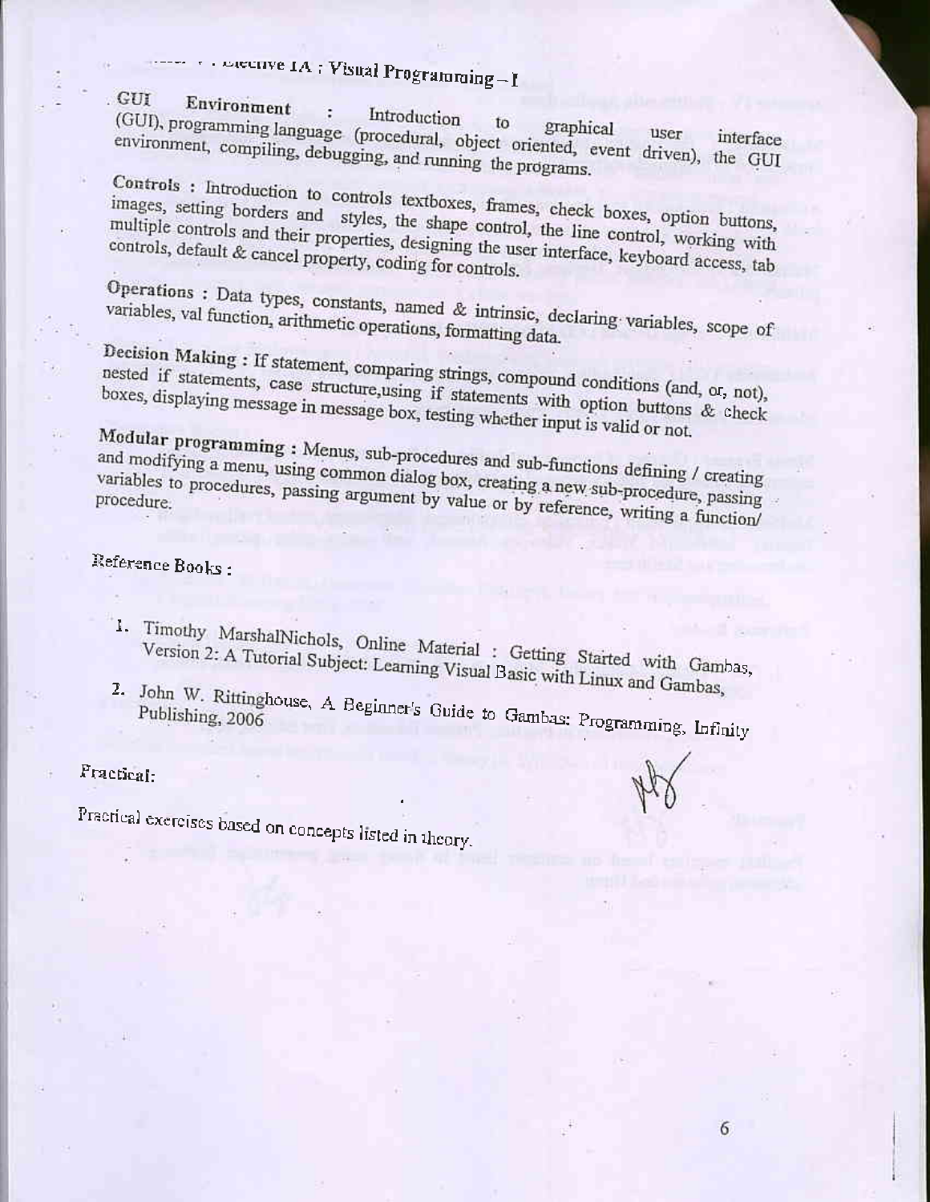### ... Elective IA : Visual Programming – I

**GUI Environment** : Introduction to graphical user interface (GUI), programming language (procedural, object oriented, event driven), the GUI environment, compiling, debugging, and running the programs.

**Controls** : Introduction to controls textboxes, frames, check boxes, option buttons, images, setting borders and styles, the shape control, the line control, working with multiple controls and their properties, designing the user interface, keyboard access, tab controls, default & cancel property, coding for controls.

**Operations** : Data types, constants, named & intrinsic, declaring variables, scope of variables, val function, arithmetic operations, formatting data.

**Decision Making** : If statement, comparing strings, compound conditions (and, or, not), nested if statements, case structure,using if statements with option buttons & check boxes, displaying message in message box, testing whether input is valid or not.

**Modular programming** : Menus, sub-procedures and sub-functions defining / creating and modifying a menu, using common dialog box, creating a new sub-procedure, passing variables to procedures, passing argument by value or by reference, writing a function/ procedure.

**Reference Books :**

1. Timothy MarshalNichols, Online Material : Getting Started with Gambas, Version 2: A Tutorial Subject: Learning Visual Basic with Linux and Gambas,
2. John W. Rittinghouse, A Beginner's Guide to Gambas: Programming, Infinity Publishing, 2006

**Practical:**

Practical exercises based on concepts listed in theory.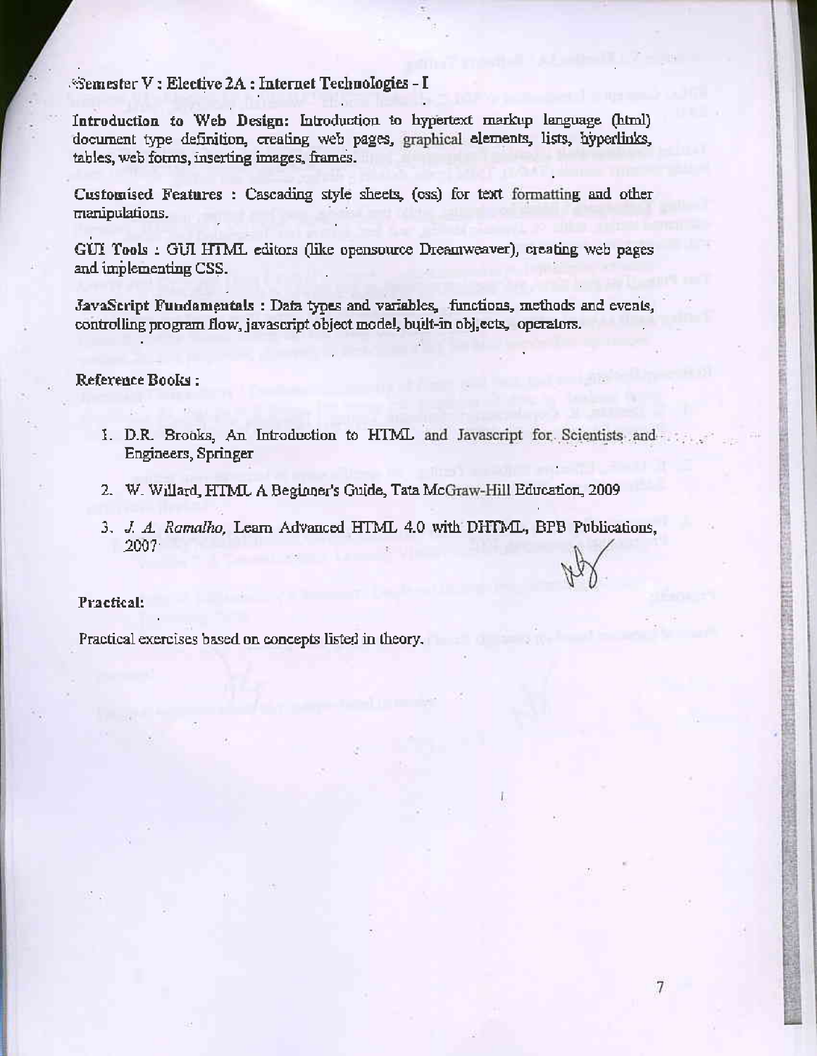## Semester V : Elective 2A : Internet Technologies - I

**Introduction to Web Design:** Introduction to hypertext markup language (html) document type definition, creating web pages, graphical elements, lists, hyperlinks, tables, web forms, inserting images, frames.

**Customised Features :** Cascading style sheets, (css) for text formatting and other manipulations.

**GUI Tools :** GUI HTML editors (like opensource Dreamweaver), creating web pages and implementing CSS.

**JavaScript Fundamentals :** Data types and variables, functions, methods and events, controlling program flow, javascript object model, built-in objects, operators.

**Reference Books :**

1. D.R. Brooks, An Introduction to HTML and Javascript for Scientists and Engineers, Springer
2. W. Willard, HTML A Beginner's Guide, Tata McGraw-Hill Education, 2009
3. *J. A. Ramalho,* Learn Advanced HTML 4.0 with DHTML, BPB Publications, 2007

**Practical:**

Practical exercises based on concepts listed in theory.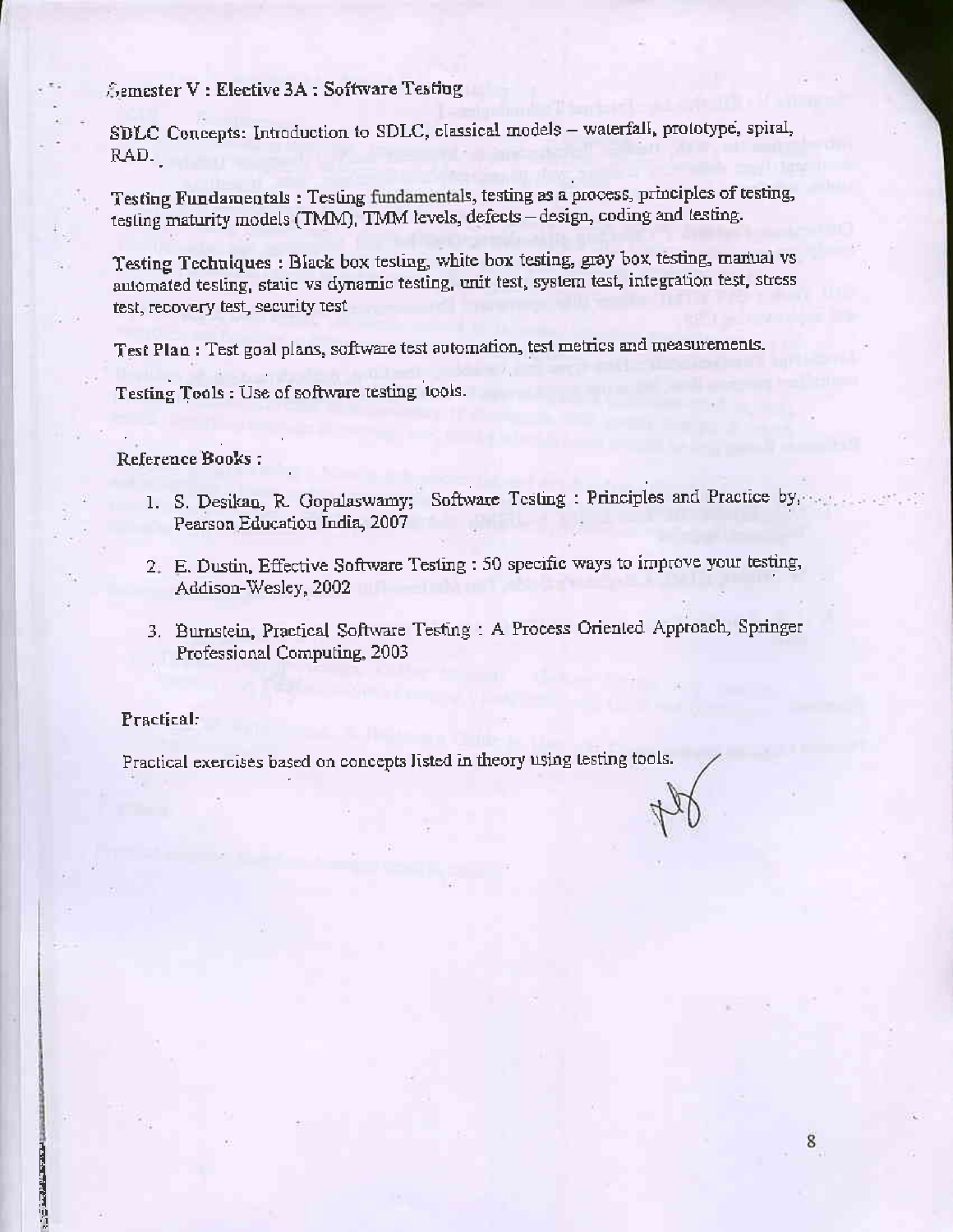## Semester V : Elective 3A : Software Testing

**SDLC Concepts:** Introduction to SDLC, classical models – waterfall, prototype, spiral, RAD.

**Testing Fundamentals :** Testing fundamentals, testing as a process, principles of testing, testing maturity models (TMM), TMM levels, defects – design, coding and testing.

**Testing Techniques :** Black box testing, white box testing, gray box testing, manual vs automated testing, static vs dynamic testing, unit test, system test, integration test, stress test, recovery test, security test

**Test Plan :** Test goal plans, software test automation, test metrics and measurements.

**Testing Tools :** Use of software testing tools.

**Reference Books :**

1. S. Desikan, R. Gopalaswamy; Software Testing : Principles and Practice by, Pearson Education India, 2007
2. E. Dustin, Effective Software Testing : 50 specific ways to improve your testing, Addison-Wesley, 2002
3. Burnstein, Practical Software Testing : A Process Oriented Approach, Springer Professional Computing, 2003

**Practical:**

Practical exercises based on concepts listed in theory using testing tools.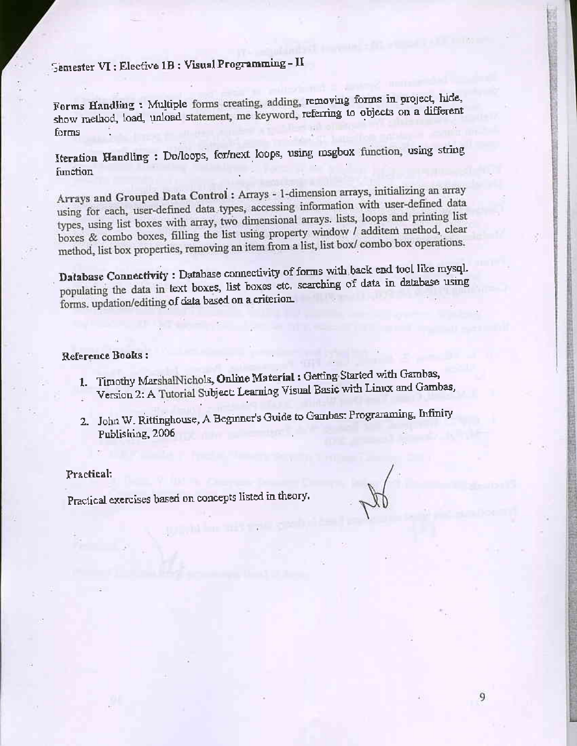## Semester VI : Elective 1B : Visual Programming – II

**Forms Handling :** Multiple forms creating, adding, removing forms in project, hide, show method, load, unload statement, me keyword, referring to objects on a different forms

**Iteration Handling :** Do/loops, for/next loops, using msgbox function, using string function

**Arrays and Grouped Data Control :** Arrays - 1-dimension arrays, initializing an array using for each, user-defined data types, accessing information with user-defined data types, using list boxes with array, two dimensional arrays. lists, loops and printing list boxes & combo boxes, filling the list using property window / additem method, clear method, list box properties, removing an item from a list, list box/ combo box operations.

**Database Connectivity :** Database connectivity of forms with back end tool like mysql. populating the data in text boxes, list boxes etc. searching of data in database using forms. updation/editing of data based on a criterion.

**Reference Books :**

1. Timothy MarshalNichols, **Online Material :** Getting Started with Gambas, Version 2: A Tutorial Subject: Learning Visual Basic with Linux and Gambas,
2. John W. Rittinghouse, A Beginner's Guide to Gambas: Programming, Infinity Publishing, 2006

**Practical:**

Practical exercises based on concepts listed in theory.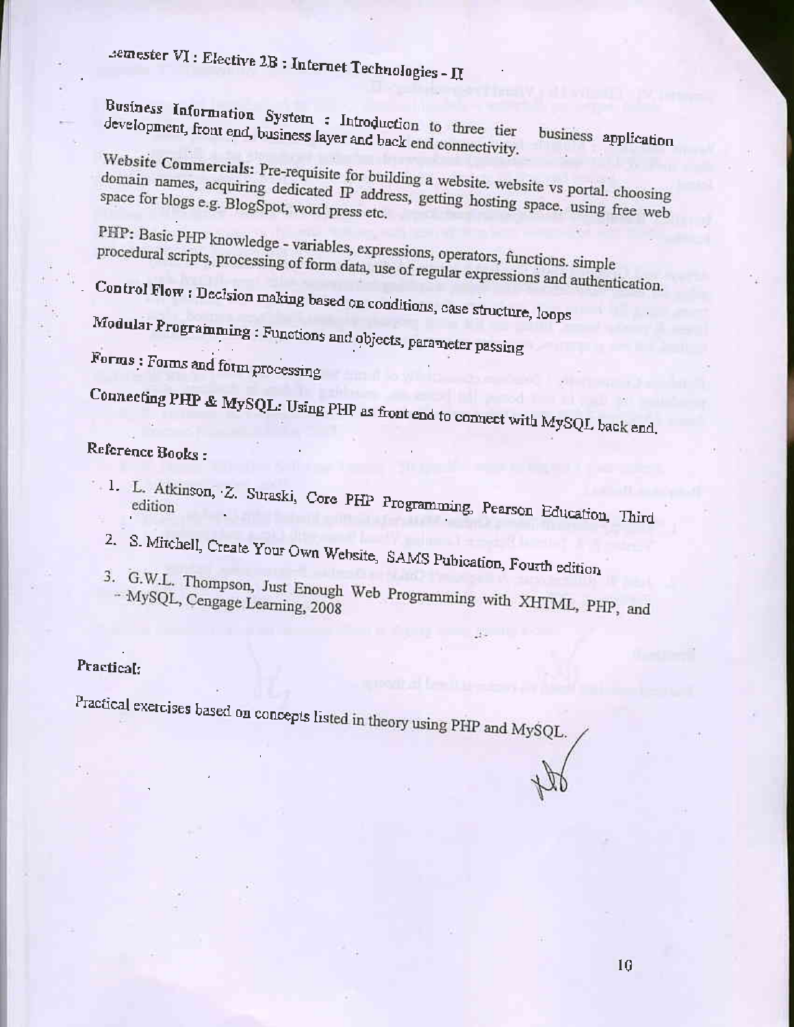## Semester VI : Elective 2B : Internet Technologies - II

**Business Information System :** Introduction to three tier business application development, front end, business layer and back end connectivity.

**Website Commercials:** Pre-requisite for building a website. website vs portal. choosing domain names, acquiring dedicated IP address, getting hosting space. using free web space for blogs e.g. BlogSpot, word press etc.

**PHP:** Basic PHP knowledge - variables, expressions, operators, functions. simple procedural scripts, processing of form data, use of regular expressions and authentication.

**Control Flow :** Decision making based on conditions, case structure, loops

**Modular Programming :** Functions and objects, parameter passing

**Forms :** Forms and form processing

**Connecting PHP & MySQL:** Using PHP as front end to connect with MySQL back end.

**Reference Books :**

1. L. Atkinson, Z. Suraski, Core PHP Programming, Pearson Education, Third edition
2. S. Mitchell, Create Your Own Website, SAMS Pubication, Fourth edition
3. G.W.L. Thompson, Just Enough Web Programming with XHTML, PHP, and MySQL, Cengage Learning, 2008

**Practical:**

Practical exercises based on concepts listed in theory using PHP and MySQL.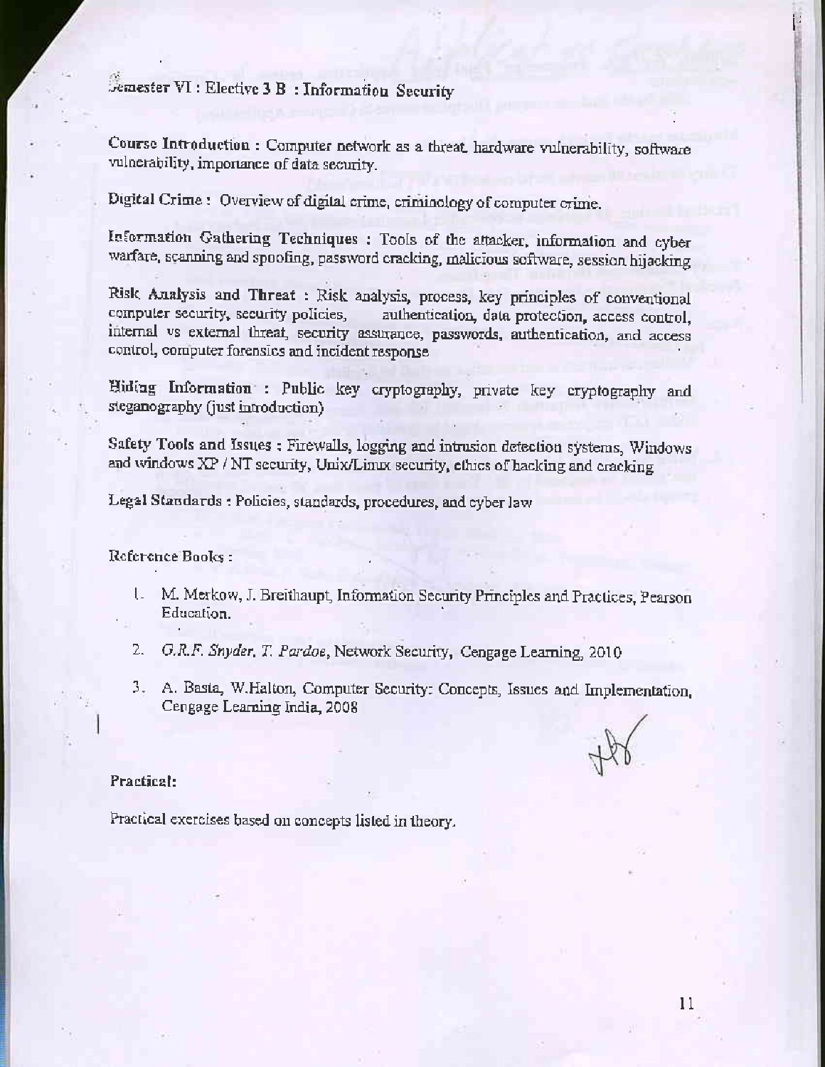## Semester VI : Elective 3 B : Information Security

**Course Introduction :** Computer network as a threat, hardware vulnerability, software vulnerability, importance of data security.

**Digital Crime :** Overview of digital crime, criminology of computer crime.

**Information Gathering Techniques :** Tools of the attacker, information and cyber warfare, scanning and spoofing, password cracking, malicious software, session hijacking

**Risk Analysis and Threat :** Risk analysis, process, key principles of conventional computer security, security policies, authentication, data protection, access control, internal vs external threat, security assurance, passwords, authentication, and access control, computer forensics and incident response

**Hiding Information :** Public key cryptography, private key cryptography and steganography (just introduction)

**Safety Tools and Issues :** Firewalls, logging and intrusion detection systems, Windows and windows XP / NT security, Unix/Linux security, ethics of hacking and cracking

**Legal Standards :** Policies, standards, procedures, and cyber law

**Reference Books :**

1. M. Merkow, J. Breithaupt, Information Security Principles and Practices, Pearson Education.
2. *G.R.F. Snyder, T. Pardoe*, Network Security, Cengage Learning, 2010
3. A. Basta, W.Halton, Computer Security: Concepts, Issues and Implementation, Cengage Learning India, 2008

**Practical:**

Practical exercises based on concepts listed in theory.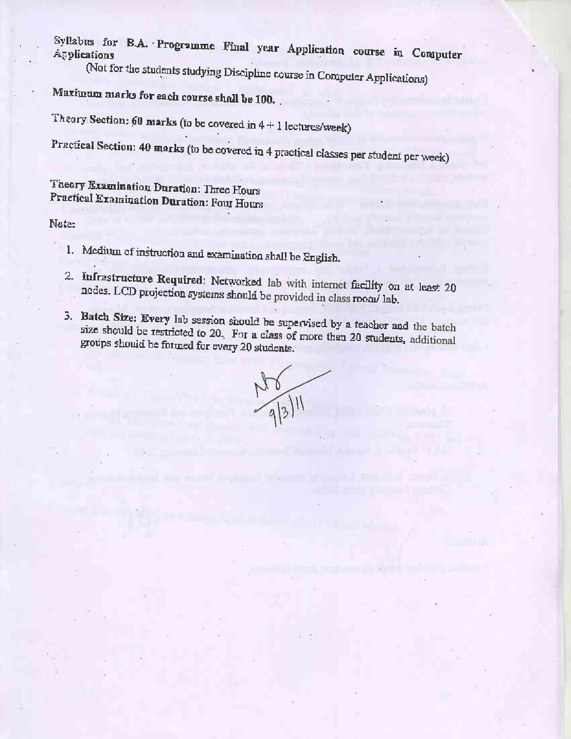Syllabus for B.A. Programme Final year Application course in Computer Applications

(Not for the students studying Discipline course in Computer Applications)

**Maximum marks for each course shall be 100.**

**Theory Section: 60 marks** (to be covered in 4 + 1 lectures/week)

**Practical Section: 40 marks** (to be covered in 4 practical classes per student per week)

**Theory Examination Duration: Three Hours**
**Practical Examination Duration: Four Hours**

Note:

1. Medium of instruction and examination shall be English.
2. **Infrastructure Required**: Networked lab with internet facility on at least 20 nodes. LCD projection systems should be provided in class room/ lab.
3. **Batch Size: Every** lab session should be supervised by a teacher and the batch size should be restricted to 20. For a class of more than 20 students, additional groups should be formed for every 20 students.

9/3/11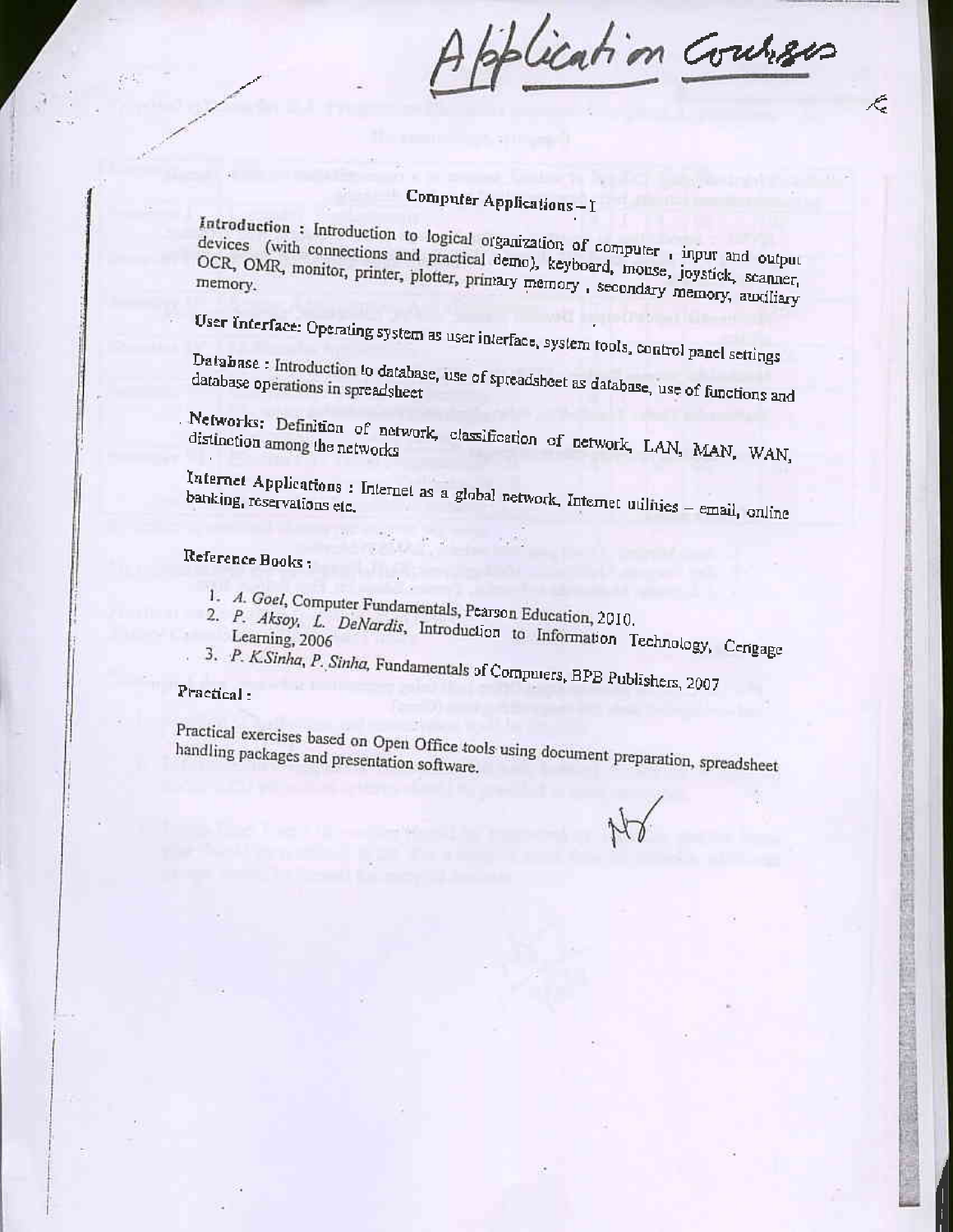Application Courses

## Computer Applications – I

**Introduction :** Introduction to logical organization of computer , input and output devices (with connections and practical demo), keyboard, mouse, joystick, scanner, OCR, OMR, monitor, printer, plotter, primary memory , secondary memory, auxiliary memory.

**User Interface:** Operating system as user interface, system tools, control panel settings

**Database :** Introduction to database, use of spreadsheet as database, use of functions and database operations in spreadsheet

**Networks:** Definition of network, classification of network, LAN, MAN, WAN, distinction among the networks

**Internet Applications :** Internet as a global network, Internet utilities – email, online banking, reservations etc.

**Reference Books :**

1. *A. Goel*, Computer Fundamentals, Pearson Education, 2010.
2. *P. Aksoy, L. DeNardis*, Introduction to Information Technology, Cengage Learning, 2006
3. *P. K.Sinha, P. Sinha*, Fundamentals of Computers, BPB Publishers, 2007

**Practical :**

Practical exercises based on Open Office tools using document preparation, spreadsheet handling packages and presentation software.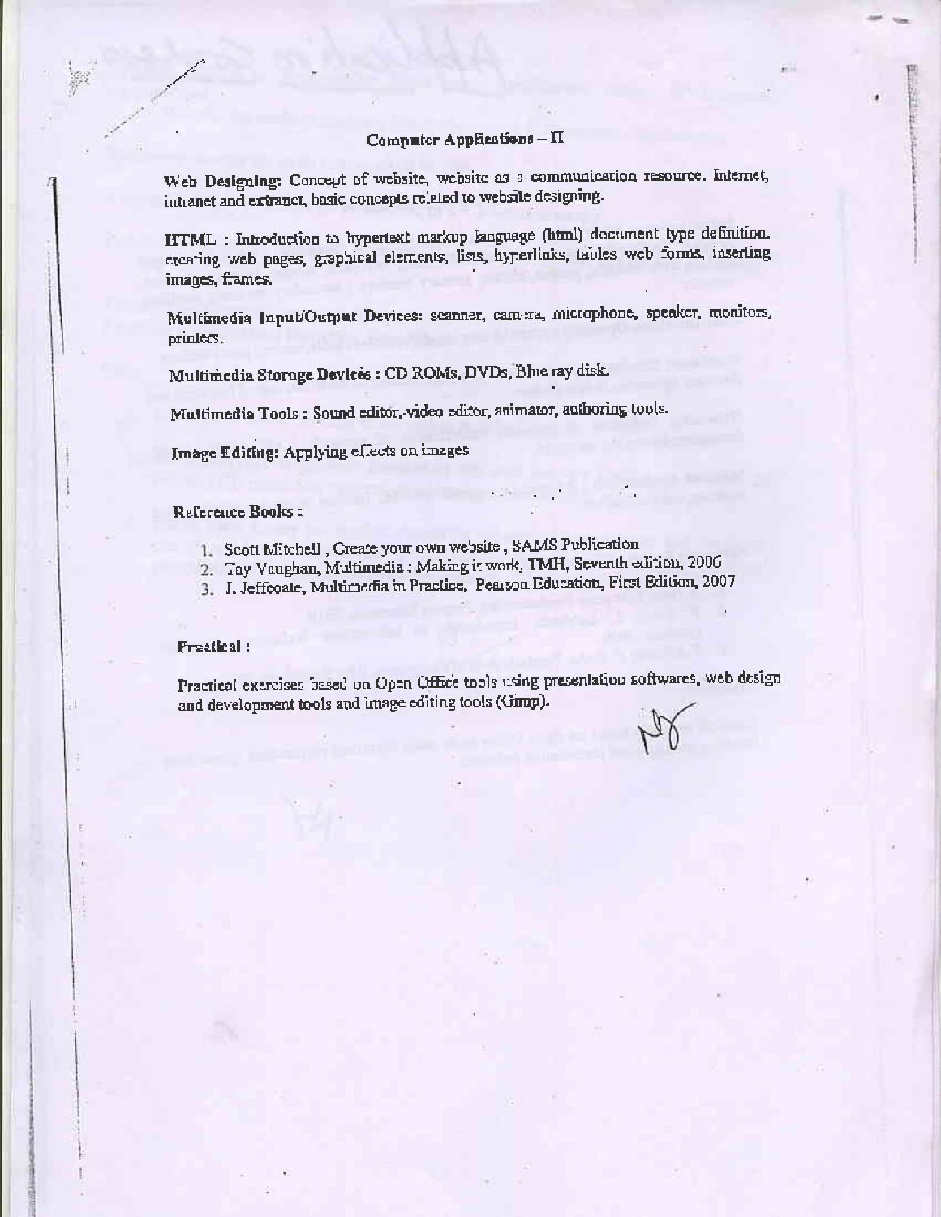## Computer Applications – II

**Web Designing:** Concept of website, website as a communication resource. Internet, intranet and extranet, basic concepts related to website designing.

**HTML :** Introduction to hypertext markup language (html) document type definition. creating web pages, graphical elements, lists, hyperlinks, tables web forms, inserting images, frames.

**Multimedia Input/Output Devices:** scanner, camera, microphone, speaker, monitors, printers.

**Multimedia Storage Devices :** CD ROMs, DVDs, Blue ray disk.

**Multimedia Tools :** Sound editor, video editor, animator, authoring tools.

**Image Editing:** Applying effects on images

**Reference Books :**

1. Scott Mitchell , Create your own website , SAMS Publication
2. Tay Vaughan, Multimedia : Making it work, TMH, Seventh edition, 2006
3. J. Jeffcoate, Multimedia in Practice, Pearson Education, First Edition, 2007

**Practical :**

Practical exercises based on Open Office tools using presentation softwares, web design and development tools and image editing tools (Gimp).